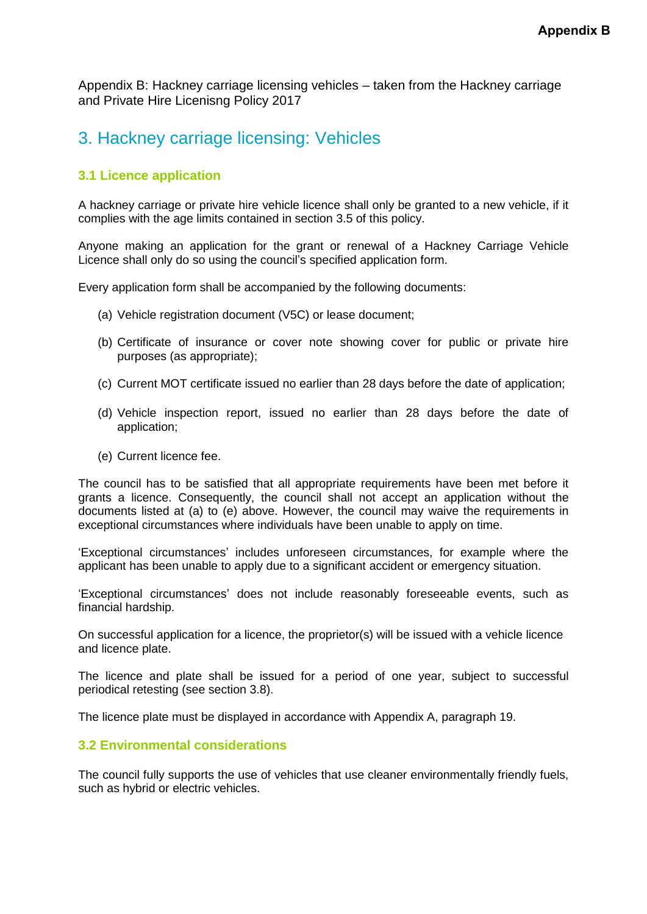Appendix B: Hackney carriage licensing vehicles – taken from the Hackney carriage and Private Hire Licenisng Policy 2017

# 3. Hackney carriage licensing: Vehicles

## 3.1 Licence application

A hackney carriage or private hire vehicle licence shall only be granted to a new vehicle, if it complies with the age limits contained in section 3.5 of this policy.

Anyone making an application for the grant or renewal of a Hackney Carriage Vehicle Licence shall only do so using the council's specified application form.

Every application form shall be accompanied by the following documents:

(a) Vehicle registration document (V5C) or lease document;

(b) Certificate of insurance or cover note showing cover for public or private hire purposes (as appropriate);

(c) Current MOT certificate issued no earlier than 28 days before the date of application;

(d) Vehicle inspection report, issued no earlier than 28 days before the date of application;

(e) Current licence fee.

The council has to be satisfied that all appropriate requirements have been met before it grants a licence. Consequently, the council shall not accept an application without the documents listed at (a) to (e) above. However, the council may waive the requirements in exceptional circumstances where individuals have been unable to apply on time.

'Exceptional circumstances' includes unforeseen circumstances, for example where the applicant has been unable to apply due to a significant accident or emergency situation.

'Exceptional circumstances' does not include reasonably foreseeable events, such as financial hardship.

On successful application for a licence, the proprietor(s) will be issued with a vehicle licence and licence plate.

The licence and plate shall be issued for a period of one year, subject to successful periodical retesting (see section 3.8).

The licence plate must be displayed in accordance with Appendix A, paragraph 19.

## 3.2 Environmental considerations

The council fully supports the use of vehicles that use cleaner environmentally friendly fuels, such as hybrid or electric vehicles.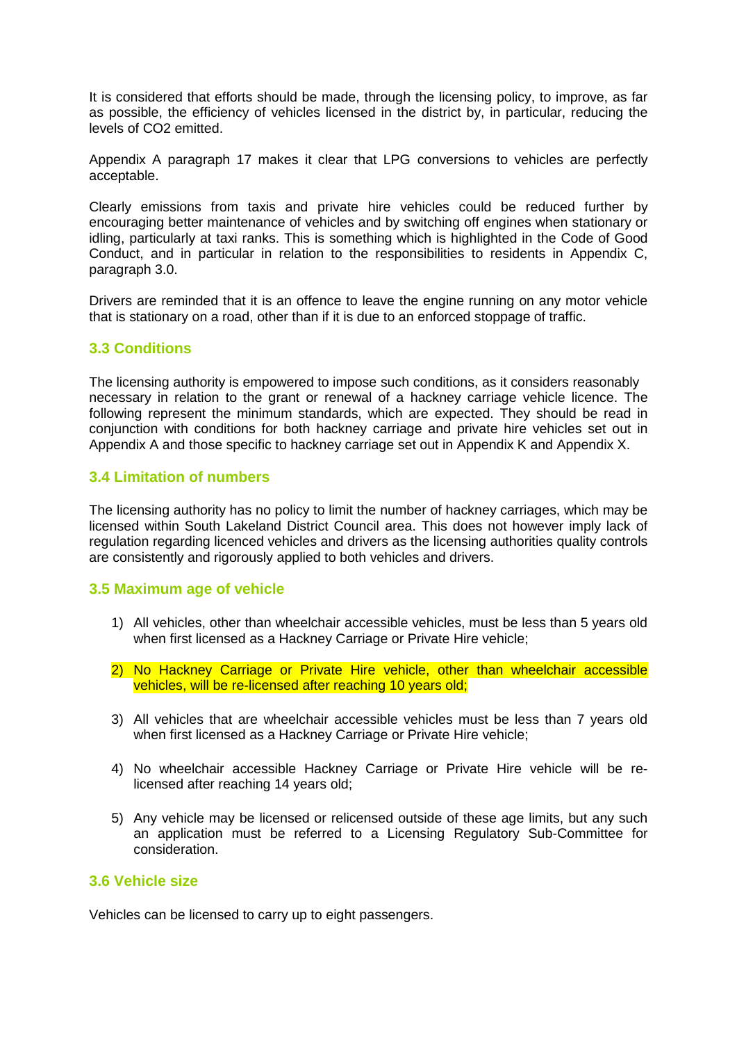It is considered that efforts should be made, through the licensing policy, to improve, as far as possible, the efficiency of vehicles licensed in the district by, in particular, reducing the levels of $CO_2$ emitted.

Appendix A paragraph 17 makes it clear that LPG conversions to vehicles are perfectly acceptable.

Clearly emissions from taxis and private hire vehicles could be reduced further by encouraging better maintenance of vehicles and by switching off engines when stationary or idling, particularly at taxi ranks. This is something which is highlighted in the Code of Good Conduct, and in particular in relation to the responsibilities to residents in Appendix C, paragraph 3.0.

Drivers are reminded that it is an offence to leave the engine running on any motor vehicle that is stationary on a road, other than if it is due to an enforced stoppage of traffic.

### 3.3 Conditions

The licensing authority is empowered to impose such conditions, as it considers reasonably necessary in relation to the grant or renewal of a hackney carriage vehicle licence. The following represent the minimum standards, which are expected. They should be read in conjunction with conditions for both hackney carriage and private hire vehicles set out in Appendix A and those specific to hackney carriage set out in Appendix K and Appendix X.

### 3.4 Limitation of numbers

The licensing authority has no policy to limit the number of hackney carriages, which may be licensed within South Lakeland District Council area. This does not however imply lack of regulation regarding licenced vehicles and drivers as the licensing authorities quality controls are consistently and rigorously applied to both vehicles and drivers.

### 3.5 Maximum age of vehicle

1) All vehicles, other than wheelchair accessible vehicles, must be less than 5 years old when first licensed as a Hackney Carriage or Private Hire vehicle;

2) No Hackney Carriage or Private Hire vehicle, other than wheelchair accessible vehicles, will be re-licensed after reaching 10 years old;

3) All vehicles that are wheelchair accessible vehicles must be less than 7 years old when first licensed as a Hackney Carriage or Private Hire vehicle;

4) No wheelchair accessible Hackney Carriage or Private Hire vehicle will be re-licensed after reaching 14 years old;

5) Any vehicle may be licensed or relicensed outside of these age limits, but any such an application must be referred to a Licensing Regulatory Sub-Committee for consideration.

### 3.6 Vehicle size

Vehicles can be licensed to carry up to eight passengers.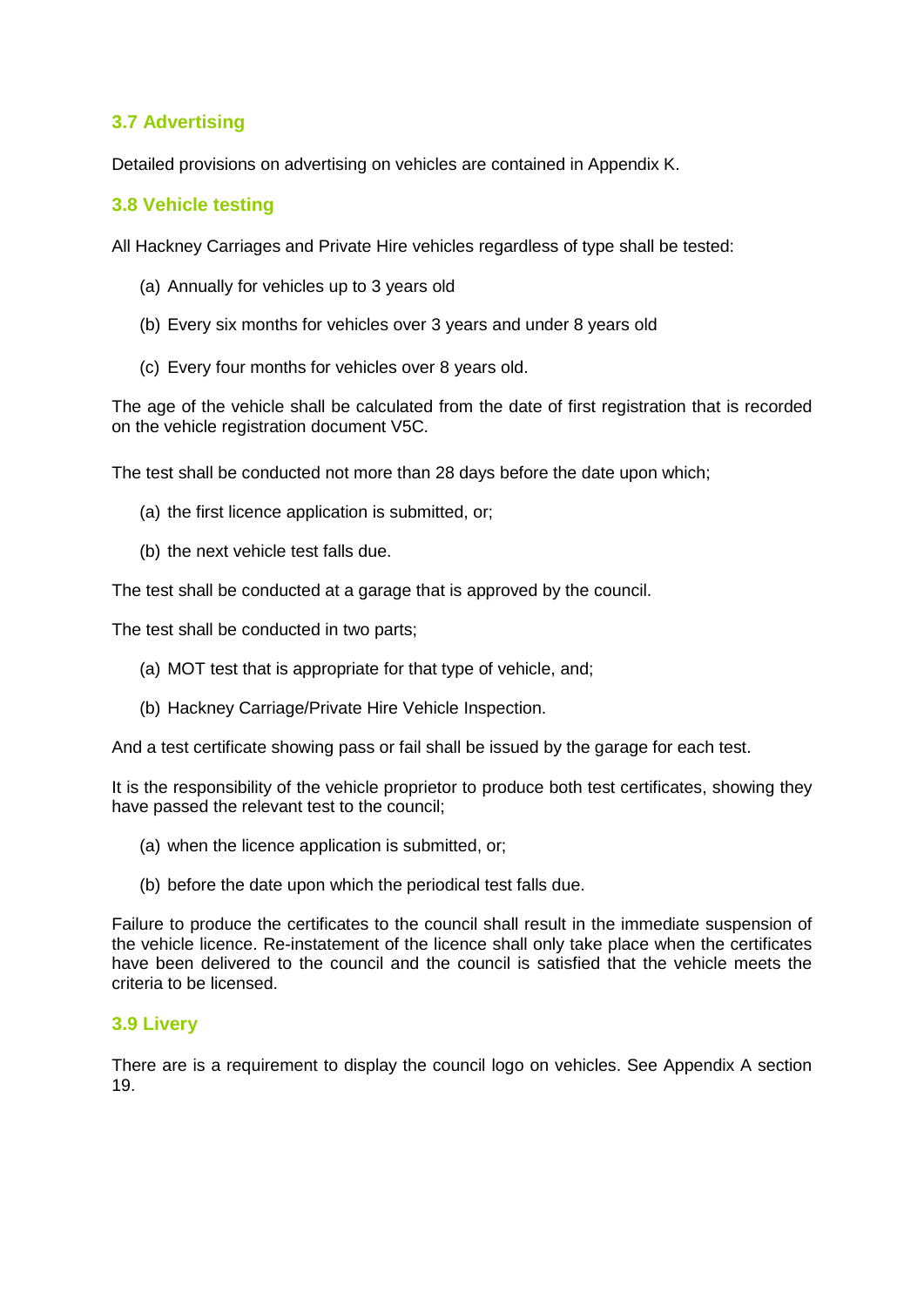### 3.7 Advertising

Detailed provisions on advertising on vehicles are contained in Appendix K.

### 3.8 Vehicle testing

All Hackney Carriages and Private Hire vehicles regardless of type shall be tested:

(a) Annually for vehicles up to 3 years old

(b) Every six months for vehicles over 3 years and under 8 years old

(c) Every four months for vehicles over 8 years old.

The age of the vehicle shall be calculated from the date of first registration that is recorded on the vehicle registration document V5C.

The test shall be conducted not more than 28 days before the date upon which;

(a) the first licence application is submitted, or;

(b) the next vehicle test falls due.

The test shall be conducted at a garage that is approved by the council.

The test shall be conducted in two parts;

(a) MOT test that is appropriate for that type of vehicle, and;

(b) Hackney Carriage/Private Hire Vehicle Inspection.

And a test certificate showing pass or fail shall be issued by the garage for each test.

It is the responsibility of the vehicle proprietor to produce both test certificates, showing they have passed the relevant test to the council;

(a) when the licence application is submitted, or;

(b) before the date upon which the periodical test falls due.

Failure to produce the certificates to the council shall result in the immediate suspension of the vehicle licence. Re-instatement of the licence shall only take place when the certificates have been delivered to the council and the council is satisfied that the vehicle meets the criteria to be licensed.

### 3.9 Livery

There are is a requirement to display the council logo on vehicles. See Appendix A section 19.